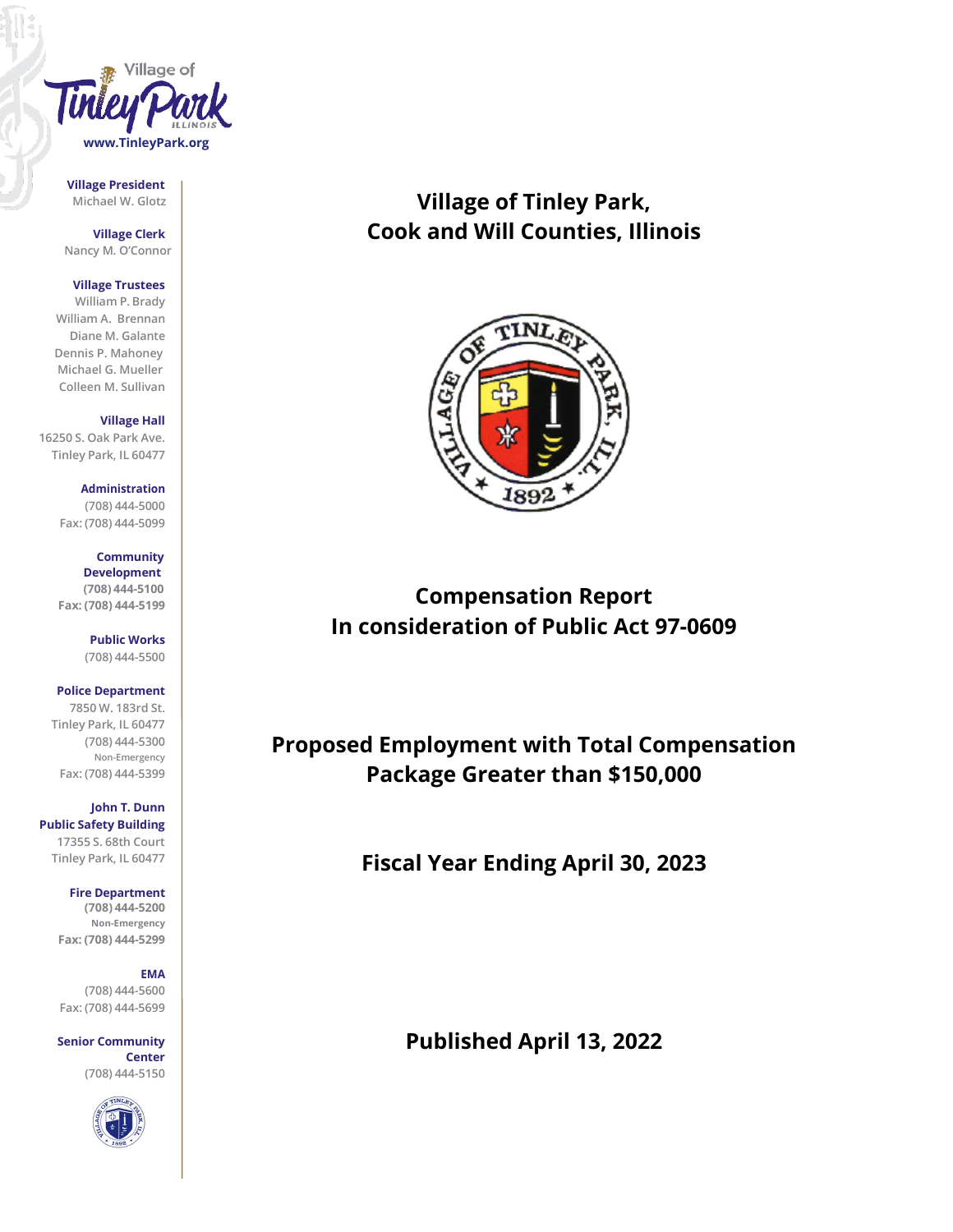Village of Tinley Park ILLINOIS

www.TinleyPark.org

**Village President**
Michael W. Glotz

**Village Clerk**
Nancy M. O'Connor

**Village Trustees**
William P. Brady
William A. Brennan
Diane M. Galante
Dennis P. Mahoney
Michael G. Mueller
Colleen M. Sullivan

**Village Hall**
16250 S. Oak Park Ave.
Tinley Park, IL 60477

**Administration**
(708) 444-5000
Fax: (708) 444-5099

**Community Development**
(708) 444-5100
Fax: (708) 444-5199

**Public Works**
(708) 444-5500

**Police Department**
7850 W. 183rd St.
Tinley Park, IL 60477
(708) 444-5300
Non-Emergency
Fax: (708) 444-5399

**John T. Dunn Public Safety Building**
17355 S. 68th Court
Tinley Park, IL 60477

**Fire Department**
(708) 444-5200
Non-Emergency
Fax: (708) 444-5299

**EMA**
(708) 444-5600
Fax: (708) 444-5699

**Senior Community Center**
(708) 444-5150

# Village of Tinley Park, Cook and Will Counties, Illinois

VILLAGE OF TINLEY PARK, ILL. ★ 1892 ★

## Compensation Report In consideration of Public Act 97-0609

## Proposed Employment with Total Compensation Package Greater than $150,000

## Fiscal Year Ending April 30, 2023

## Published April 13, 2022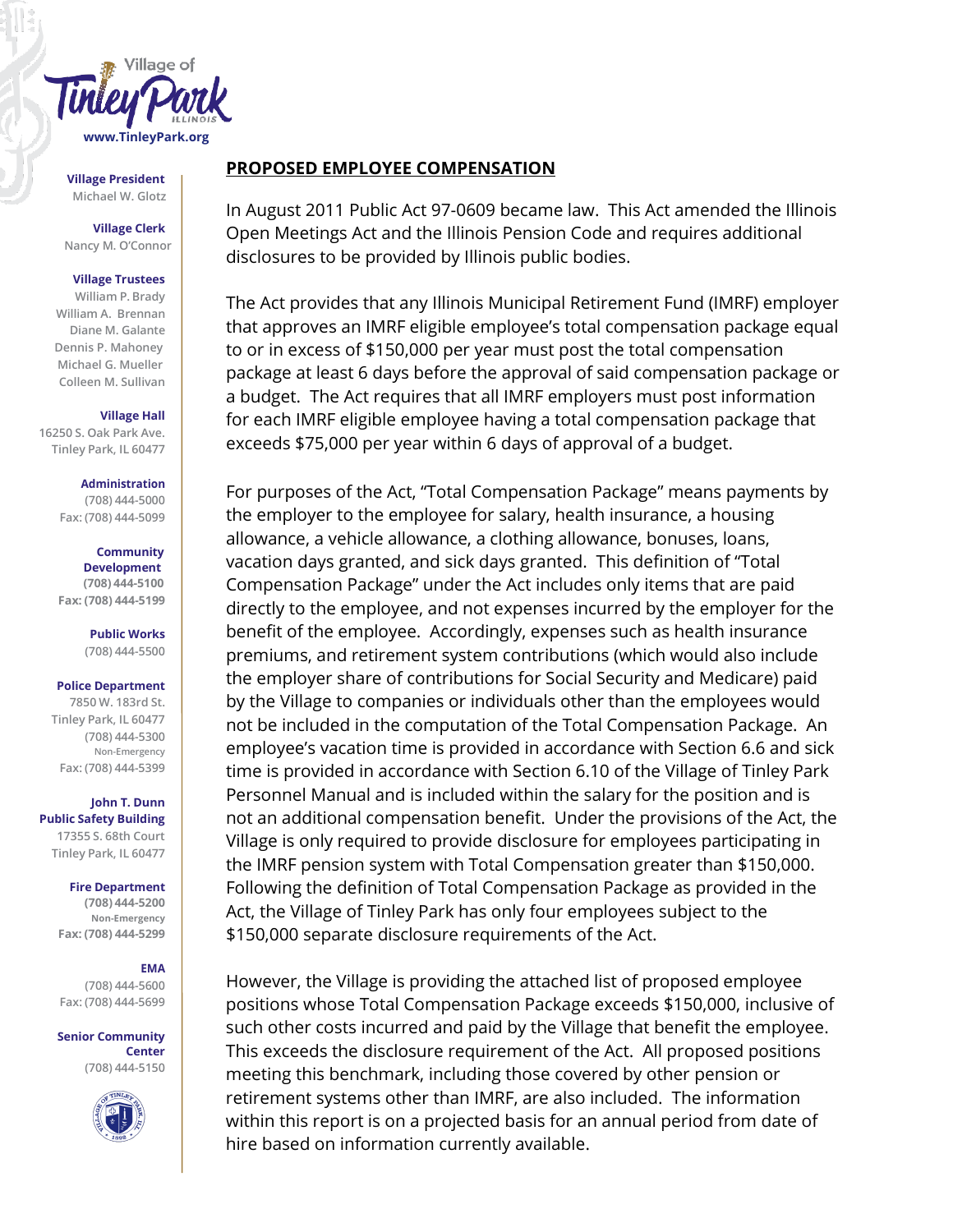Village of Tinley Park ILLINOIS
www.TinleyPark.org

**Village President**
Michael W. Glotz

**Village Clerk**
Nancy M. O'Connor

**Village Trustees**
William P. Brady
William A. Brennan
Diane M. Galante
Dennis P. Mahoney
Michael G. Mueller
Colleen M. Sullivan

**Village Hall**
16250 S. Oak Park Ave.
Tinley Park, IL 60477

**Administration**
(708) 444-5000
Fax: (708) 444-5099

**Community Development**
(708) 444-5100
Fax: (708) 444-5199

**Public Works**
(708) 444-5500

**Police Department**
7850 W. 183rd St.
Tinley Park, IL 60477
(708) 444-5300
Non-Emergency
Fax: (708) 444-5399

**John T. Dunn Public Safety Building**
17355 S. 68th Court
Tinley Park, IL 60477

**Fire Department**
(708) 444-5200
Non-Emergency
Fax: (708) 444-5299

**EMA**
(708) 444-5600
Fax: (708) 444-5699

**Senior Community Center**
(708) 444-5150

## PROPOSED EMPLOYEE COMPENSATION

In August 2011 Public Act 97-0609 became law. This Act amended the Illinois Open Meetings Act and the Illinois Pension Code and requires additional disclosures to be provided by Illinois public bodies.

The Act provides that any Illinois Municipal Retirement Fund (IMRF) employer that approves an IMRF eligible employee's total compensation package equal to or in excess of $150,000 per year must post the total compensation package at least 6 days before the approval of said compensation package or a budget. The Act requires that all IMRF employers must post information for each IMRF eligible employee having a total compensation package that exceeds $75,000 per year within 6 days of approval of a budget.

For purposes of the Act, "Total Compensation Package" means payments by the employer to the employee for salary, health insurance, a housing allowance, a vehicle allowance, a clothing allowance, bonuses, loans, vacation days granted, and sick days granted. This definition of "Total Compensation Package" under the Act includes only items that are paid directly to the employee, and not expenses incurred by the employer for the benefit of the employee. Accordingly, expenses such as health insurance premiums, and retirement system contributions (which would also include the employer share of contributions for Social Security and Medicare) paid by the Village to companies or individuals other than the employees would not be included in the computation of the Total Compensation Package. An employee's vacation time is provided in accordance with Section 6.6 and sick time is provided in accordance with Section 6.10 of the Village of Tinley Park Personnel Manual and is included within the salary for the position and is not an additional compensation benefit. Under the provisions of the Act, the Village is only required to provide disclosure for employees participating in the IMRF pension system with Total Compensation greater than $150,000. Following the definition of Total Compensation Package as provided in the Act, the Village of Tinley Park has only four employees subject to the $150,000 separate disclosure requirements of the Act.

However, the Village is providing the attached list of proposed employee positions whose Total Compensation Package exceeds $150,000, inclusive of such other costs incurred and paid by the Village that benefit the employee. This exceeds the disclosure requirement of the Act. All proposed positions meeting this benchmark, including those covered by other pension or retirement systems other than IMRF, are also included. The information within this report is on a projected basis for an annual period from date of hire based on information currently available.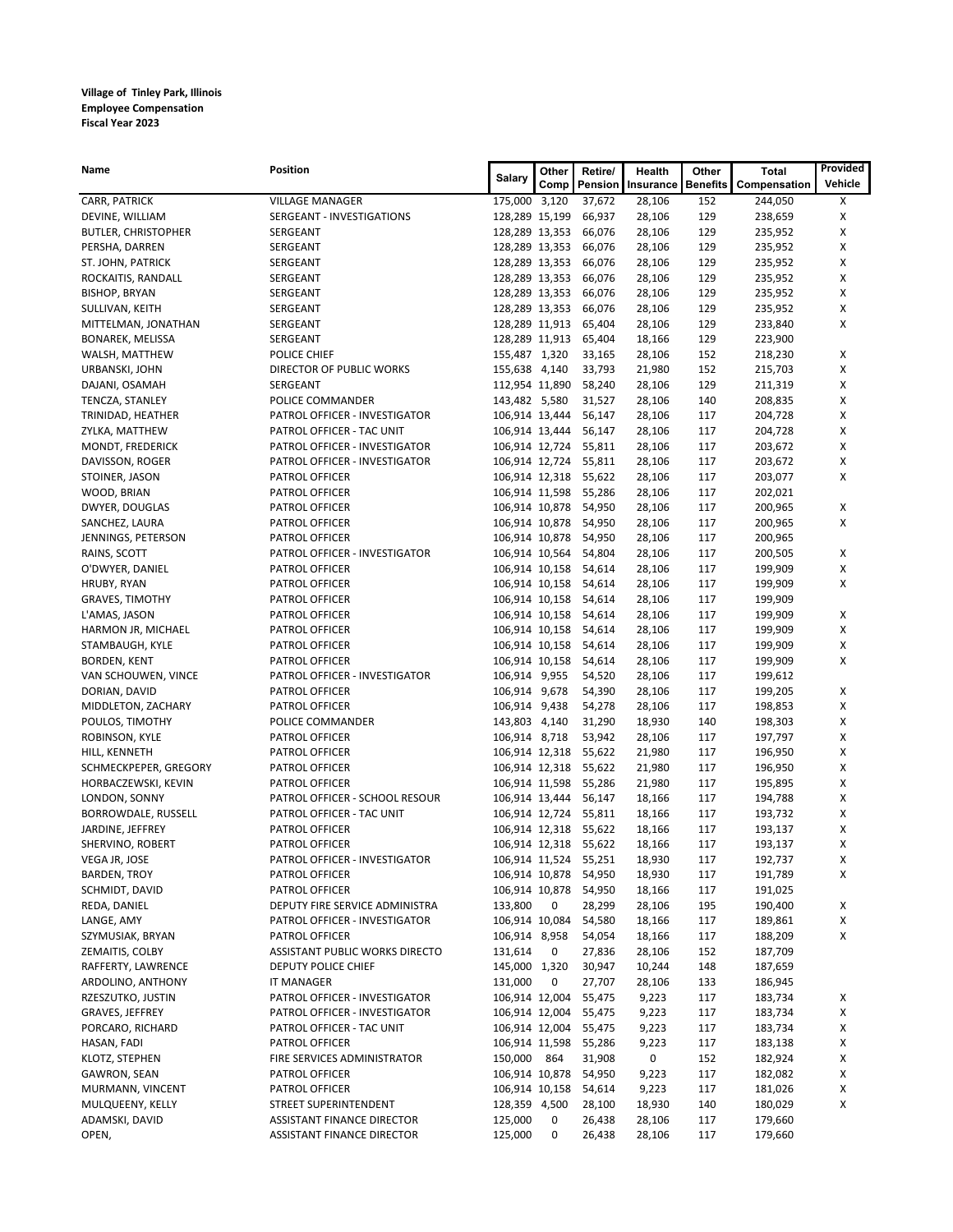**Village of Tinley Park, Illinois**
**Employee Compensation**
**Fiscal Year 2023**

| Name | Position | Salary | Other Comp | Retire/ Pension | Health Insurance | Other Benefits | Total Compensation | Provided Vehicle |
|---|---|---|---|---|---|---|---|---|
| CARR, PATRICK | VILLAGE MANAGER | 175,000 | 3,120 | 37,672 | 28,106 | 152 | 244,050 | X |
| DEVINE, WILLIAM | SERGEANT - INVESTIGATIONS | 128,289 | 15,199 | 66,937 | 28,106 | 129 | 238,659 | X |
| BUTLER, CHRISTOPHER | SERGEANT | 128,289 | 13,353 | 66,076 | 28,106 | 129 | 235,952 | X |
| PERSHA, DARREN | SERGEANT | 128,289 | 13,353 | 66,076 | 28,106 | 129 | 235,952 | X |
| ST. JOHN, PATRICK | SERGEANT | 128,289 | 13,353 | 66,076 | 28,106 | 129 | 235,952 | X |
| ROCKAITIS, RANDALL | SERGEANT | 128,289 | 13,353 | 66,076 | 28,106 | 129 | 235,952 | X |
| BISHOP, BRYAN | SERGEANT | 128,289 | 13,353 | 66,076 | 28,106 | 129 | 235,952 | X |
| SULLIVAN, KEITH | SERGEANT | 128,289 | 13,353 | 66,076 | 28,106 | 129 | 235,952 | X |
| MITTELMAN, JONATHAN | SERGEANT | 128,289 | 11,913 | 65,404 | 28,106 | 129 | 233,840 | X |
| BONAREK, MELISSA | SERGEANT | 128,289 | 11,913 | 65,404 | 18,166 | 129 | 223,900 | |
| WALSH, MATTHEW | POLICE CHIEF | 155,487 | 1,320 | 33,165 | 28,106 | 152 | 218,230 | X |
| URBANSKI, JOHN | DIRECTOR OF PUBLIC WORKS | 155,638 | 4,140 | 33,793 | 21,980 | 152 | 215,703 | X |
| DAJANI, OSAMAH | SERGEANT | 112,954 | 11,890 | 58,240 | 28,106 | 129 | 211,319 | X |
| TENCZA, STANLEY | POLICE COMMANDER | 143,482 | 5,580 | 31,527 | 28,106 | 140 | 208,835 | X |
| TRINIDAD, HEATHER | PATROL OFFICER - INVESTIGATOR | 106,914 | 13,444 | 56,147 | 28,106 | 117 | 204,728 | X |
| ZYLKA, MATTHEW | PATROL OFFICER - TAC UNIT | 106,914 | 13,444 | 56,147 | 28,106 | 117 | 204,728 | X |
| MONDT, FREDERICK | PATROL OFFICER - INVESTIGATOR | 106,914 | 12,724 | 55,811 | 28,106 | 117 | 203,672 | X |
| DAVISSON, ROGER | PATROL OFFICER - INVESTIGATOR | 106,914 | 12,724 | 55,811 | 28,106 | 117 | 203,672 | X |
| STOINER, JASON | PATROL OFFICER | 106,914 | 12,318 | 55,622 | 28,106 | 117 | 203,077 | X |
| WOOD, BRIAN | PATROL OFFICER | 106,914 | 11,598 | 55,286 | 28,106 | 117 | 202,021 | |
| DWYER, DOUGLAS | PATROL OFFICER | 106,914 | 10,878 | 54,950 | 28,106 | 117 | 200,965 | X |
| SANCHEZ, LAURA | PATROL OFFICER | 106,914 | 10,878 | 54,950 | 28,106 | 117 | 200,965 | X |
| JENNINGS, PETERSON | PATROL OFFICER | 106,914 | 10,878 | 54,950 | 28,106 | 117 | 200,965 | |
| RAINS, SCOTT | PATROL OFFICER - INVESTIGATOR | 106,914 | 10,564 | 54,804 | 28,106 | 117 | 200,505 | X |
| O'DWYER, DANIEL | PATROL OFFICER | 106,914 | 10,158 | 54,614 | 28,106 | 117 | 199,909 | X |
| HRUBY, RYAN | PATROL OFFICER | 106,914 | 10,158 | 54,614 | 28,106 | 117 | 199,909 | X |
| GRAVES, TIMOTHY | PATROL OFFICER | 106,914 | 10,158 | 54,614 | 28,106 | 117 | 199,909 | |
| L'AMAS, JASON | PATROL OFFICER | 106,914 | 10,158 | 54,614 | 28,106 | 117 | 199,909 | X |
| HARMON JR, MICHAEL | PATROL OFFICER | 106,914 | 10,158 | 54,614 | 28,106 | 117 | 199,909 | X |
| STAMBAUGH, KYLE | PATROL OFFICER | 106,914 | 10,158 | 54,614 | 28,106 | 117 | 199,909 | X |
| BORDEN, KENT | PATROL OFFICER | 106,914 | 10,158 | 54,614 | 28,106 | 117 | 199,909 | X |
| VAN SCHOUWEN, VINCE | PATROL OFFICER - INVESTIGATOR | 106,914 | 9,955 | 54,520 | 28,106 | 117 | 199,612 | |
| DORIAN, DAVID | PATROL OFFICER | 106,914 | 9,678 | 54,390 | 28,106 | 117 | 199,205 | X |
| MIDDLETON, ZACHARY | PATROL OFFICER | 106,914 | 9,438 | 54,278 | 28,106 | 117 | 198,853 | X |
| POULOS, TIMOTHY | POLICE COMMANDER | 143,803 | 4,140 | 31,290 | 18,930 | 140 | 198,303 | X |
| ROBINSON, KYLE | PATROL OFFICER | 106,914 | 8,718 | 53,942 | 28,106 | 117 | 197,797 | X |
| HILL, KENNETH | PATROL OFFICER | 106,914 | 12,318 | 55,622 | 21,980 | 117 | 196,950 | X |
| SCHMECKPEPER, GREGORY | PATROL OFFICER | 106,914 | 12,318 | 55,622 | 21,980 | 117 | 196,950 | X |
| HORBACZEWSKI, KEVIN | PATROL OFFICER | 106,914 | 11,598 | 55,286 | 21,980 | 117 | 195,895 | X |
| LONDON, SONNY | PATROL OFFICER - SCHOOL RESOUR | 106,914 | 13,444 | 56,147 | 18,166 | 117 | 194,788 | X |
| BORROWDALE, RUSSELL | PATROL OFFICER - TAC UNIT | 106,914 | 12,724 | 55,811 | 18,166 | 117 | 193,732 | X |
| JARDINE, JEFFREY | PATROL OFFICER | 106,914 | 12,318 | 55,622 | 18,166 | 117 | 193,137 | X |
| SHERVINO, ROBERT | PATROL OFFICER | 106,914 | 12,318 | 55,622 | 18,166 | 117 | 193,137 | X |
| VEGA JR, JOSE | PATROL OFFICER - INVESTIGATOR | 106,914 | 11,524 | 55,251 | 18,930 | 117 | 192,737 | X |
| BARDEN, TROY | PATROL OFFICER | 106,914 | 10,878 | 54,950 | 18,930 | 117 | 191,789 | X |
| SCHMIDT, DAVID | PATROL OFFICER | 106,914 | 10,878 | 54,950 | 18,166 | 117 | 191,025 | |
| REDA, DANIEL | DEPUTY FIRE SERVICE ADMINISTRA | 133,800 | 0 | 28,299 | 28,106 | 195 | 190,400 | X |
| LANGE, AMY | PATROL OFFICER - INVESTIGATOR | 106,914 | 10,084 | 54,580 | 18,166 | 117 | 189,861 | X |
| SZYMUSIAK, BRYAN | PATROL OFFICER | 106,914 | 8,958 | 54,054 | 18,166 | 117 | 188,209 | X |
| ZEMAITIS, COLBY | ASSISTANT PUBLIC WORKS DIRECTO | 131,614 | 0 | 27,836 | 28,106 | 152 | 187,709 | |
| RAFFERTY, LAWRENCE | DEPUTY POLICE CHIEF | 145,000 | 1,320 | 30,947 | 10,244 | 148 | 187,659 | |
| ARDOLINO, ANTHONY | IT MANAGER | 131,000 | 0 | 27,707 | 28,106 | 133 | 186,945 | |
| RZESZUTKO, JUSTIN | PATROL OFFICER - INVESTIGATOR | 106,914 | 12,004 | 55,475 | 9,223 | 117 | 183,734 | X |
| GRAVES, JEFFREY | PATROL OFFICER - INVESTIGATOR | 106,914 | 12,004 | 55,475 | 9,223 | 117 | 183,734 | X |
| PORCARO, RICHARD | PATROL OFFICER - TAC UNIT | 106,914 | 12,004 | 55,475 | 9,223 | 117 | 183,734 | X |
| HASAN, FADI | PATROL OFFICER | 106,914 | 11,598 | 55,286 | 9,223 | 117 | 183,138 | X |
| KLOTZ, STEPHEN | FIRE SERVICES ADMINISTRATOR | 150,000 | 864 | 31,908 | 0 | 152 | 182,924 | X |
| GAWRON, SEAN | PATROL OFFICER | 106,914 | 10,878 | 54,950 | 9,223 | 117 | 182,082 | X |
| MURMANN, VINCENT | PATROL OFFICER | 106,914 | 10,158 | 54,614 | 9,223 | 117 | 181,026 | X |
| MULQUEENY, KELLY | STREET SUPERINTENDENT | 128,359 | 4,500 | 28,100 | 18,930 | 140 | 180,029 | X |
| ADAMSKI, DAVID | ASSISTANT FINANCE DIRECTOR | 125,000 | 0 | 26,438 | 28,106 | 117 | 179,660 | |
| OPEN, | ASSISTANT FINANCE DIRECTOR | 125,000 | 0 | 26,438 | 28,106 | 117 | 179,660 | |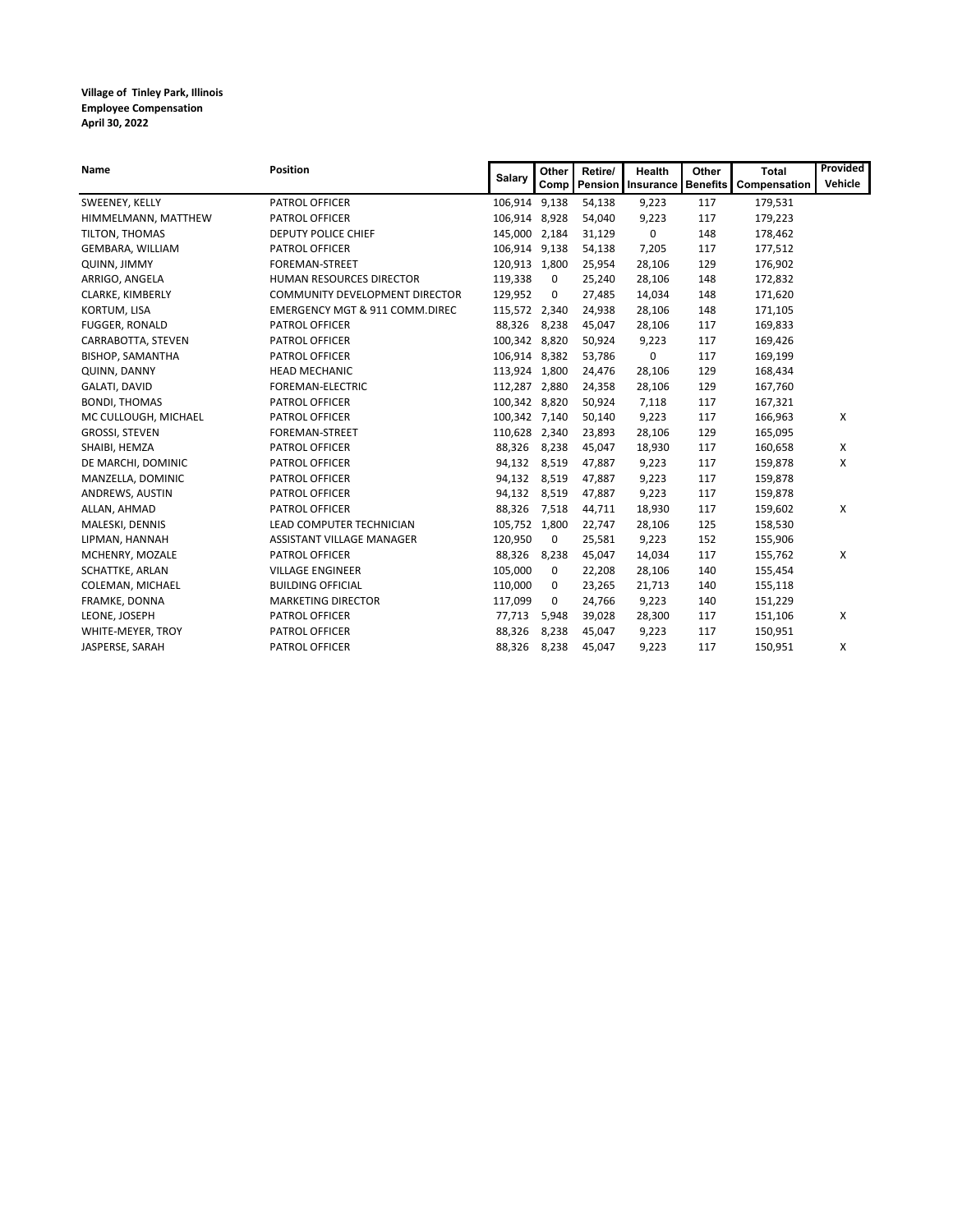**Village of Tinley Park, Illinois**
**Employee Compensation**
**April 30, 2022**

| Name | Position | Salary | Other Comp | Retire/ Pension | Health Insurance | Other Benefits | Total Compensation | Provided Vehicle |
|---|---|---|---|---|---|---|---|---|
| SWEENEY, KELLY | PATROL OFFICER | 106,914 | 9,138 | 54,138 | 9,223 | 117 | 179,531 | |
| HIMMELMANN, MATTHEW | PATROL OFFICER | 106,914 | 8,928 | 54,040 | 9,223 | 117 | 179,223 | |
| TILTON, THOMAS | DEPUTY POLICE CHIEF | 145,000 | 2,184 | 31,129 | 0 | 148 | 178,462 | |
| GEMBARA, WILLIAM | PATROL OFFICER | 106,914 | 9,138 | 54,138 | 7,205 | 117 | 177,512 | |
| QUINN, JIMMY | FOREMAN-STREET | 120,913 | 1,800 | 25,954 | 28,106 | 129 | 176,902 | |
| ARRIGO, ANGELA | HUMAN RESOURCES DIRECTOR | 119,338 | 0 | 25,240 | 28,106 | 148 | 172,832 | |
| CLARKE, KIMBERLY | COMMUNITY DEVELOPMENT DIRECTOR | 129,952 | 0 | 27,485 | 14,034 | 148 | 171,620 | |
| KORTUM, LISA | EMERGENCY MGT & 911 COMM.DIREC | 115,572 | 2,340 | 24,938 | 28,106 | 148 | 171,105 | |
| FUGGER, RONALD | PATROL OFFICER | 88,326 | 8,238 | 45,047 | 28,106 | 117 | 169,833 | |
| CARRABOTTA, STEVEN | PATROL OFFICER | 100,342 | 8,820 | 50,924 | 9,223 | 117 | 169,426 | |
| BISHOP, SAMANTHA | PATROL OFFICER | 106,914 | 8,382 | 53,786 | 0 | 117 | 169,199 | |
| QUINN, DANNY | HEAD MECHANIC | 113,924 | 1,800 | 24,476 | 28,106 | 129 | 168,434 | |
| GALATI, DAVID | FOREMAN-ELECTRIC | 112,287 | 2,880 | 24,358 | 28,106 | 129 | 167,760 | |
| BONDI, THOMAS | PATROL OFFICER | 100,342 | 8,820 | 50,924 | 7,118 | 117 | 167,321 | |
| MC CULLOUGH, MICHAEL | PATROL OFFICER | 100,342 | 7,140 | 50,140 | 9,223 | 117 | 166,963 | X |
| GROSSI, STEVEN | FOREMAN-STREET | 110,628 | 2,340 | 23,893 | 28,106 | 129 | 165,095 | |
| SHAIBI, HEMZA | PATROL OFFICER | 88,326 | 8,238 | 45,047 | 18,930 | 117 | 160,658 | X |
| DE MARCHI, DOMINIC | PATROL OFFICER | 94,132 | 8,519 | 47,887 | 9,223 | 117 | 159,878 | X |
| MANZELLA, DOMINIC | PATROL OFFICER | 94,132 | 8,519 | 47,887 | 9,223 | 117 | 159,878 | |
| ANDREWS, AUSTIN | PATROL OFFICER | 94,132 | 8,519 | 47,887 | 9,223 | 117 | 159,878 | |
| ALLAN, AHMAD | PATROL OFFICER | 88,326 | 7,518 | 44,711 | 18,930 | 117 | 159,602 | X |
| MALESKI, DENNIS | LEAD COMPUTER TECHNICIAN | 105,752 | 1,800 | 22,747 | 28,106 | 125 | 158,530 | |
| LIPMAN, HANNAH | ASSISTANT VILLAGE MANAGER | 120,950 | 0 | 25,581 | 9,223 | 152 | 155,906 | |
| MCHENRY, MOZALE | PATROL OFFICER | 88,326 | 8,238 | 45,047 | 14,034 | 117 | 155,762 | X |
| SCHATTKE, ARLAN | VILLAGE ENGINEER | 105,000 | 0 | 22,208 | 28,106 | 140 | 155,454 | |
| COLEMAN, MICHAEL | BUILDING OFFICIAL | 110,000 | 0 | 23,265 | 21,713 | 140 | 155,118 | |
| FRAMKE, DONNA | MARKETING DIRECTOR | 117,099 | 0 | 24,766 | 9,223 | 140 | 151,229 | |
| LEONE, JOSEPH | PATROL OFFICER | 77,713 | 5,948 | 39,028 | 28,300 | 117 | 151,106 | X |
| WHITE-MEYER, TROY | PATROL OFFICER | 88,326 | 8,238 | 45,047 | 9,223 | 117 | 150,951 | |
| JASPERSE, SARAH | PATROL OFFICER | 88,326 | 8,238 | 45,047 | 9,223 | 117 | 150,951 | X |